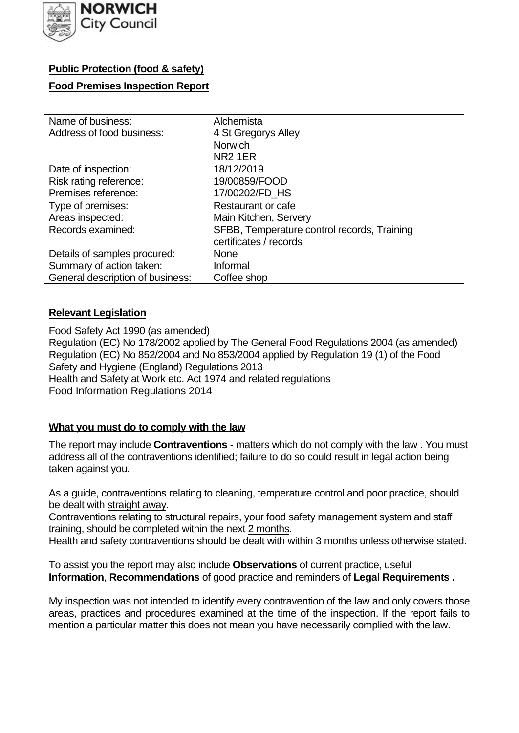**NORWICH City Council**

**Public Protection (food & safety)**

**Food Premises Inspection Report**

| | |
|---|---|
| Name of business: | Alchemista |
| Address of food business: | 4 St Gregorys Alley<br>Norwich<br>NR2 1ER |
| Date of inspection: | 18/12/2019 |
| Risk rating reference: | 19/00859/FOOD |
| Premises reference: | 17/00202/FD_HS |
| Type of premises: | Restaurant or cafe |
| Areas inspected: | Main Kitchen, Servery |
| Records examined: | SFBB, Temperature control records, Training certificates / records |
| Details of samples procured: | None |
| Summary of action taken: | Informal |
| General description of business: | Coffee shop |

**Relevant Legislation**

Food Safety Act 1990 (as amended)
Regulation (EC) No 178/2002 applied by The General Food Regulations 2004 (as amended)
Regulation (EC) No 852/2004 and No 853/2004 applied by Regulation 19 (1) of the Food Safety and Hygiene (England) Regulations 2013
Health and Safety at Work etc. Act 1974 and related regulations
Food Information Regulations 2014

**What you must do to comply with the law**

The report may include **Contraventions** - matters which do not comply with the law . You must address all of the contraventions identified; failure to do so could result in legal action being taken against you.

As a guide, contraventions relating to cleaning, temperature control and poor practice, should be dealt with straight away.
Contraventions relating to structural repairs, your food safety management system and staff training, should be completed within the next 2 months.
Health and safety contraventions should be dealt with within 3 months unless otherwise stated.

To assist you the report may also include **Observations** of current practice, useful **Information**, **Recommendations** of good practice and reminders of **Legal Requirements .**

My inspection was not intended to identify every contravention of the law and only covers those areas, practices and procedures examined at the time of the inspection. If the report fails to mention a particular matter this does not mean you have necessarily complied with the law.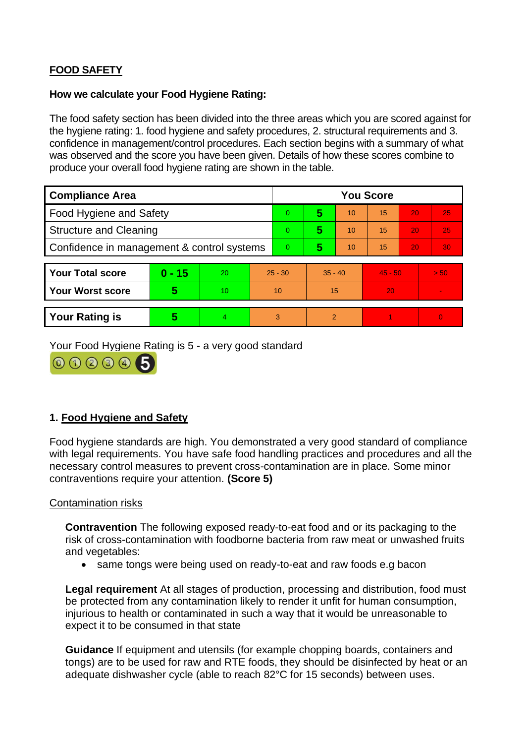## FOOD SAFETY

### How we calculate your Food Hygiene Rating:

The food safety section has been divided into the three areas which you are scored against for the hygiene rating: 1. food hygiene and safety procedures, 2. structural requirements and 3. confidence in management/control procedures. Each section begins with a summary of what was observed and the score you have been given. Details of how these scores combine to produce your overall food hygiene rating are shown in the table.

| Compliance Area | You Score | | | | | |
|---|---|---|---|---|---|---|
| Food Hygiene and Safety | 0 | **5** | 10 | 15 | 20 | 25 |
| Structure and Cleaning | 0 | **5** | 10 | 15 | 20 | 25 |
| Confidence in management & control systems | 0 | **5** | 10 | 15 | 20 | 30 |

| | | | | | | |
|---|---|---|---|---|---|---|
| **Your Total score** | **0 - 15** | 20 | 25 - 30 | 35 - 40 | 45 - 50 | > 50 |
| **Your Worst score** | **5** | 10 | 10 | 15 | 20 | - |
| **Your Rating is** | **5** | 4 | 3 | 2 | 1 | 0 |

Your Food Hygiene Rating is 5 - a very good standard

## 1. Food Hygiene and Safety

Food hygiene standards are high. You demonstrated a very good standard of compliance with legal requirements. You have safe food handling practices and procedures and all the necessary control measures to prevent cross-contamination are in place. Some minor contraventions require your attention. **(Score 5)**

Contamination risks

**Contravention** The following exposed ready-to-eat food and or its packaging to the risk of cross-contamination with foodborne bacteria from raw meat or unwashed fruits and vegetables:

- same tongs were being used on ready-to-eat and raw foods e.g bacon

**Legal requirement** At all stages of production, processing and distribution, food must be protected from any contamination likely to render it unfit for human consumption, injurious to health or contaminated in such a way that it would be unreasonable to expect it to be consumed in that state

**Guidance** If equipment and utensils (for example chopping boards, containers and tongs) are to be used for raw and RTE foods, they should be disinfected by heat or an adequate dishwasher cycle (able to reach 82°C for 15 seconds) between uses.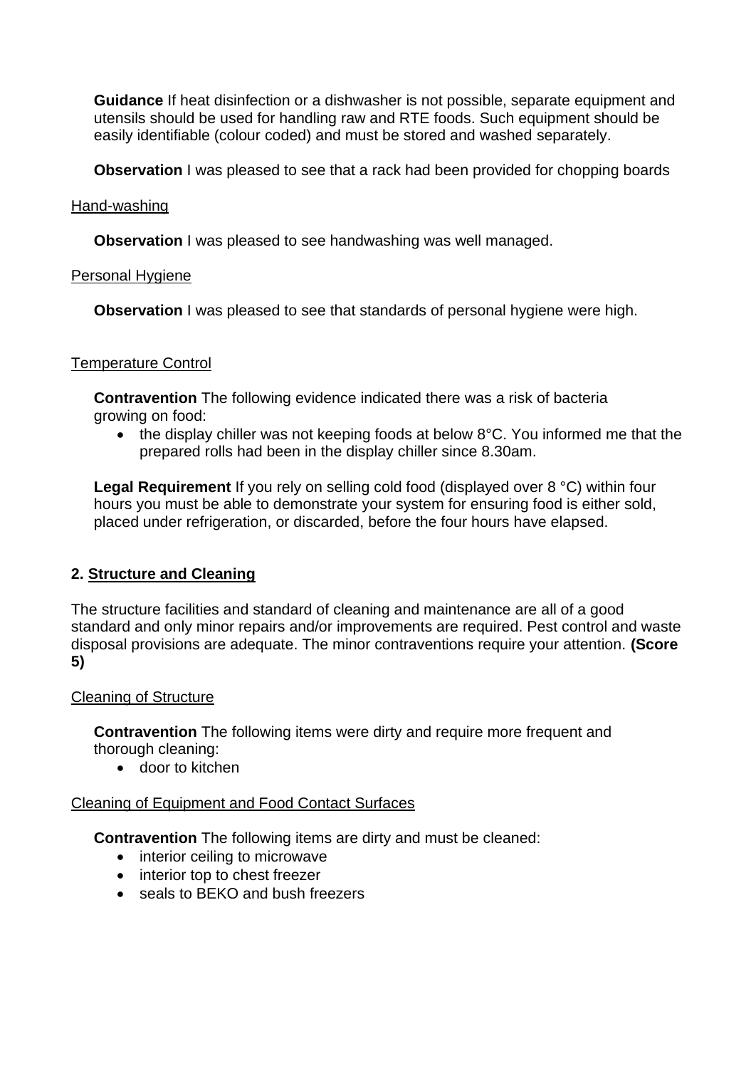**Guidance** If heat disinfection or a dishwasher is not possible, separate equipment and utensils should be used for handling raw and RTE foods. Such equipment should be easily identifiable (colour coded) and must be stored and washed separately.

**Observation** I was pleased to see that a rack had been provided for chopping boards

Hand-washing

**Observation** I was pleased to see handwashing was well managed.

Personal Hygiene

**Observation** I was pleased to see that standards of personal hygiene were high.

Temperature Control

**Contravention** The following evidence indicated there was a risk of bacteria growing on food:

- the display chiller was not keeping foods at below 8°C. You informed me that the prepared rolls had been in the display chiller since 8.30am.

**Legal Requirement** If you rely on selling cold food (displayed over 8 °C) within four hours you must be able to demonstrate your system for ensuring food is either sold, placed under refrigeration, or discarded, before the four hours have elapsed.

## 2. Structure and Cleaning

The structure facilities and standard of cleaning and maintenance are all of a good standard and only minor repairs and/or improvements are required. Pest control and waste disposal provisions are adequate. The minor contraventions require your attention. **(Score 5)**

Cleaning of Structure

**Contravention** The following items were dirty and require more frequent and thorough cleaning:

- door to kitchen

Cleaning of Equipment and Food Contact Surfaces

**Contravention** The following items are dirty and must be cleaned:

- interior ceiling to microwave
- interior top to chest freezer
- seals to BEKO and bush freezers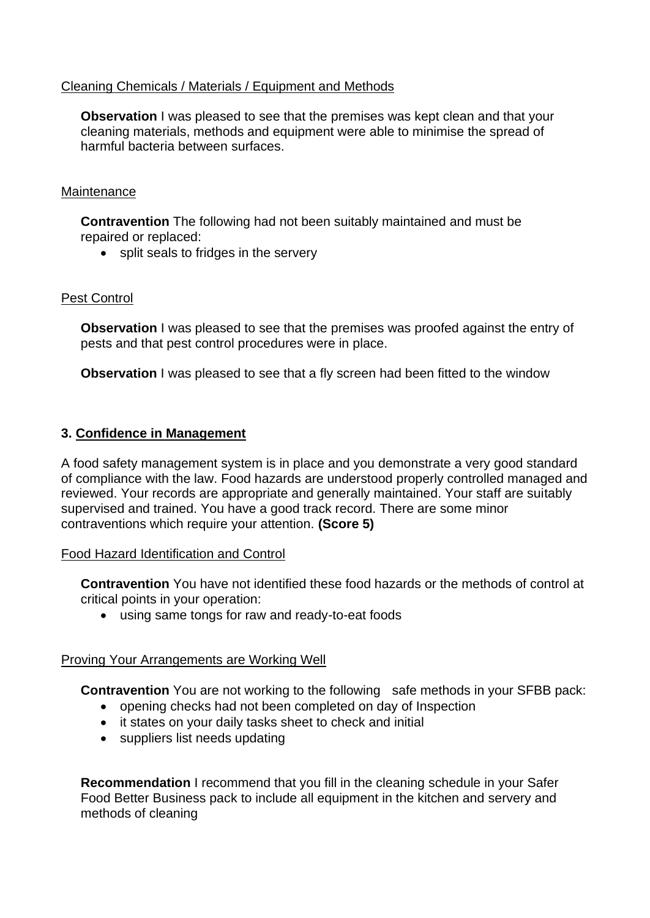Cleaning Chemicals / Materials / Equipment and Methods

**Observation** I was pleased to see that the premises was kept clean and that your cleaning materials, methods and equipment were able to minimise the spread of harmful bacteria between surfaces.

Maintenance

**Contravention** The following had not been suitably maintained and must be repaired or replaced:

- split seals to fridges in the servery

Pest Control

**Observation** I was pleased to see that the premises was proofed against the entry of pests and that pest control procedures were in place.

**Observation** I was pleased to see that a fly screen had been fitted to the window

## 3. Confidence in Management

A food safety management system is in place and you demonstrate a very good standard of compliance with the law. Food hazards are understood properly controlled managed and reviewed. Your records are appropriate and generally maintained. Your staff are suitably supervised and trained. You have a good track record. There are some minor contraventions which require your attention. **(Score 5)**

Food Hazard Identification and Control

**Contravention** You have not identified these food hazards or the methods of control at critical points in your operation:

- using same tongs for raw and ready-to-eat foods

Proving Your Arrangements are Working Well

**Contravention** You are not working to the following safe methods in your SFBB pack:

- opening checks had not been completed on day of Inspection
- it states on your daily tasks sheet to check and initial
- suppliers list needs updating

**Recommendation** I recommend that you fill in the cleaning schedule in your Safer Food Better Business pack to include all equipment in the kitchen and servery and methods of cleaning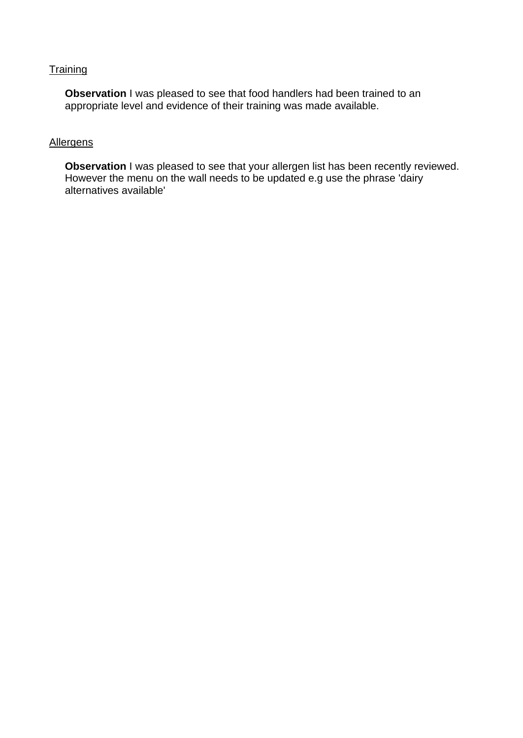Training

**Observation** I was pleased to see that food handlers had been trained to an appropriate level and evidence of their training was made available.

Allergens

**Observation** I was pleased to see that your allergen list has been recently reviewed. However the menu on the wall needs to be updated e.g use the phrase 'dairy alternatives available'